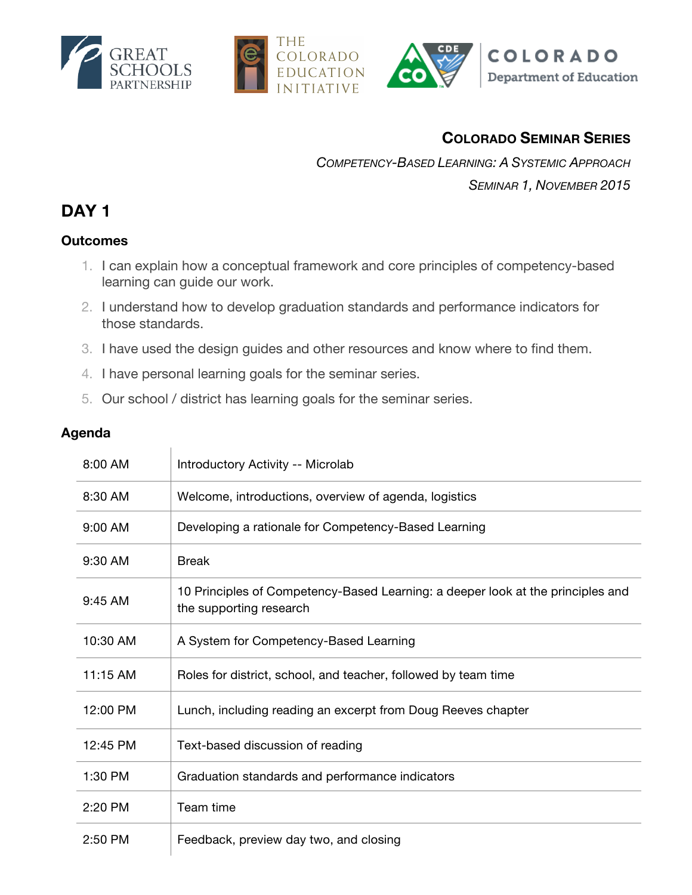GREAT SCHOOLS PARTNERSHIP

THE COLORADO EDUCATION INITIATIVE

COLORADO Department of Education

**COLORADO SEMINAR SERIES**

*COMPETENCY-BASED LEARNING: A SYSTEMIC APPROACH*

*SEMINAR 1, NOVEMBER 2015*

# DAY 1

## Outcomes

1. I can explain how a conceptual framework and core principles of competency-based learning can guide our work.
2. I understand how to develop graduation standards and performance indicators for those standards.
3. I have used the design guides and other resources and know where to find them.
4. I have personal learning goals for the seminar series.
5. Our school / district has learning goals for the seminar series.

## Agenda

| | |
|---|---|
| 8:00 AM | Introductory Activity -- Microlab |
| 8:30 AM | Welcome, introductions, overview of agenda, logistics |
| 9:00 AM | Developing a rationale for Competency-Based Learning |
| 9:30 AM | Break |
| 9:45 AM | 10 Principles of Competency-Based Learning: a deeper look at the principles and the supporting research |
| 10:30 AM | A System for Competency-Based Learning |
| 11:15 AM | Roles for district, school, and teacher, followed by team time |
| 12:00 PM | Lunch, including reading an excerpt from Doug Reeves chapter |
| 12:45 PM | Text-based discussion of reading |
| 1:30 PM | Graduation standards and performance indicators |
| 2:20 PM | Team time |
| 2:50 PM | Feedback, preview day two, and closing |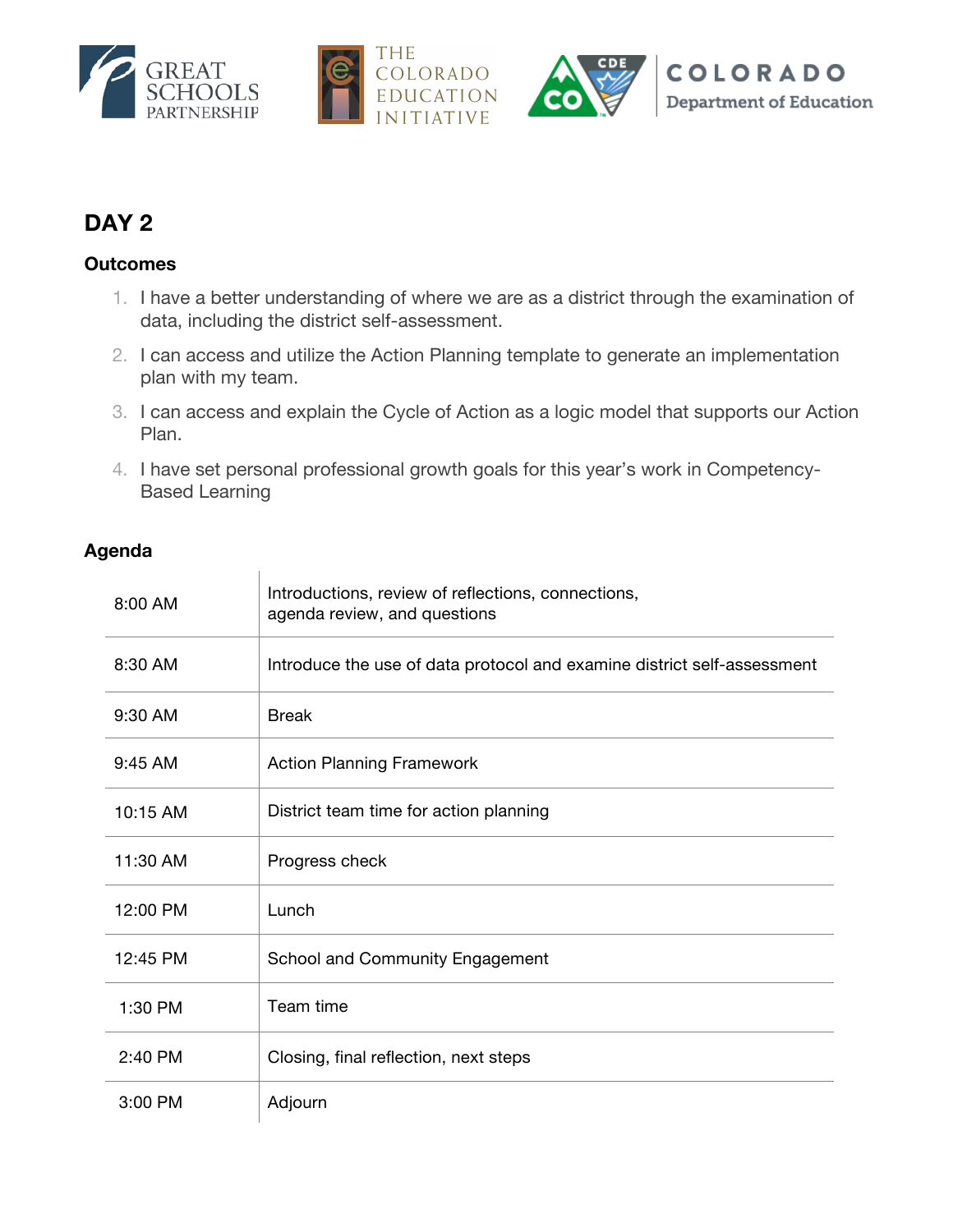# DAY 2

### Outcomes

1. I have a better understanding of where we are as a district through the examination of data, including the district self-assessment.
2. I can access and utilize the Action Planning template to generate an implementation plan with my team.
3. I can access and explain the Cycle of Action as a logic model that supports our Action Plan.
4. I have set personal professional growth goals for this year's work in Competency-Based Learning

### Agenda

| | |
|---|---|
| 8:00 AM | Introductions, review of reflections, connections, agenda review, and questions |
| 8:30 AM | Introduce the use of data protocol and examine district self-assessment |
| 9:30 AM | Break |
| 9:45 AM | Action Planning Framework |
| 10:15 AM | District team time for action planning |
| 11:30 AM | Progress check |
| 12:00 PM | Lunch |
| 12:45 PM | School and Community Engagement |
| 1:30 PM | Team time |
| 2:40 PM | Closing, final reflection, next steps |
| 3:00 PM | Adjourn |